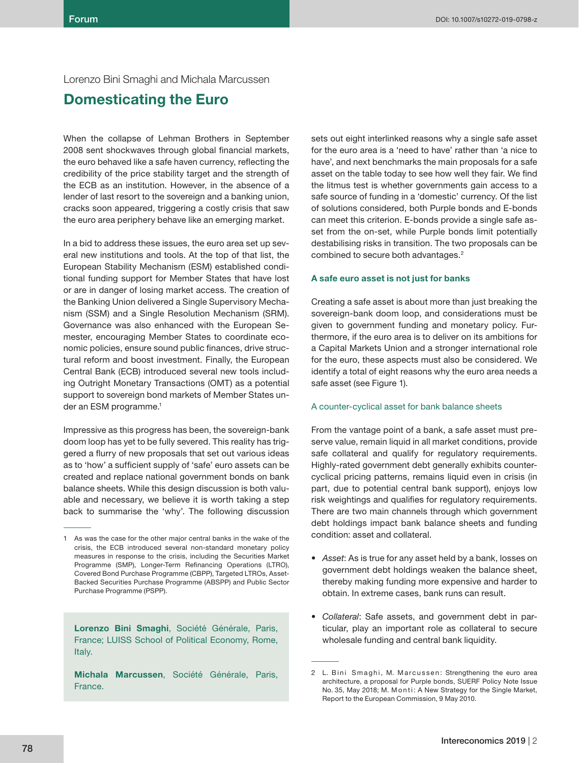Lorenzo Bini Smaghi and Michala Marcussen

# Domesticating the Euro

When the collapse of Lehman Brothers in September 2008 sent shockwaves through global financial markets, the euro behaved like a safe haven currency, reflecting the credibility of the price stability target and the strength of the ECB as an institution. However, in the absence of a lender of last resort to the sovereign and a banking union, cracks soon appeared, triggering a costly crisis that saw the euro area periphery behave like an emerging market.

In a bid to address these issues, the euro area set up several new institutions and tools. At the top of that list, the European Stability Mechanism (ESM) established conditional funding support for Member States that have lost or are in danger of losing market access. The creation of the Banking Union delivered a Single Supervisory Mechanism (SSM) and a Single Resolution Mechanism (SRM). Governance was also enhanced with the European Semester, encouraging Member States to coordinate economic policies, ensure sound public finances, drive structural reform and boost investment. Finally, the European Central Bank (ECB) introduced several new tools including Outright Monetary Transactions (OMT) as a potential support to sovereign bond markets of Member States under an ESM programme.[1]

Impressive as this progress has been, the sovereign-bank doom loop has yet to be fully severed. This reality has triggered a flurry of new proposals that set out various ideas as to 'how' a sufficient supply of 'safe' euro assets can be created and replace national government bonds on bank balance sheets. While this design discussion is both valuable and necessary, we believe it is worth taking a step back to summarise the 'why'. The following discussion sets out eight interlinked reasons why a single safe asset for the euro area is a 'need to have' rather than 'a nice to have', and next benchmarks the main proposals for a safe asset on the table today to see how well they fair. We find the litmus test is whether governments gain access to a safe source of funding in a 'domestic' currency. Of the list of solutions considered, both Purple bonds and E-bonds can meet this criterion. E-bonds provide a single safe asset from the on-set, while Purple bonds limit potentially destabilising risks in transition. The two proposals can be combined to secure both advantages.[2]

## A safe euro asset is not just for banks

Creating a safe asset is about more than just breaking the sovereign-bank doom loop, and considerations must be given to government funding and monetary policy. Furthermore, if the euro area is to deliver on its ambitions for a Capital Markets Union and a stronger international role for the euro, these aspects must also be considered. We identify a total of eight reasons why the euro area needs a safe asset (see Figure 1).

### A counter-cyclical asset for bank balance sheets

From the vantage point of a bank, a safe asset must preserve value, remain liquid in all market conditions, provide safe collateral and qualify for regulatory requirements. Highly-rated government debt generally exhibits counter-cyclical pricing patterns, remains liquid even in crisis (in part, due to potential central bank support), enjoys low risk weightings and qualifies for regulatory requirements. There are two main channels through which government debt holdings impact bank balance sheets and funding condition: asset and collateral.

- *Asset*: As is true for any asset held by a bank, losses on government debt holdings weaken the balance sheet, thereby making funding more expensive and harder to obtain. In extreme cases, bank runs can result.
- *Collateral*: Safe assets, and government debt in particular, play an important role as collateral to secure wholesale funding and central bank liquidity.

**Lorenzo Bini Smaghi**, Société Générale, Paris, France; LUISS School of Political Economy, Rome, Italy.

**Michala Marcussen**, Société Générale, Paris, France.

---

1 As was the case for the other major central banks in the wake of the crisis, the ECB introduced several non-standard monetary policy measures in response to the crisis, including the Securities Market Programme (SMP), Longer-Term Refinancing Operations (LTRO), Covered Bond Purchase Programme (CBPP), Targeted LTROs, Asset-Backed Securities Purchase Programme (ABSPP) and Public Sector Purchase Programme (PSPP).

2 L. Bini Smaghi, M. Marcussen: Strengthening the euro area architecture, a proposal for Purple bonds, SUERF Policy Note Issue No. 35, May 2018; M. Monti: A New Strategy for the Single Market, Report to the European Commission, 9 May 2010.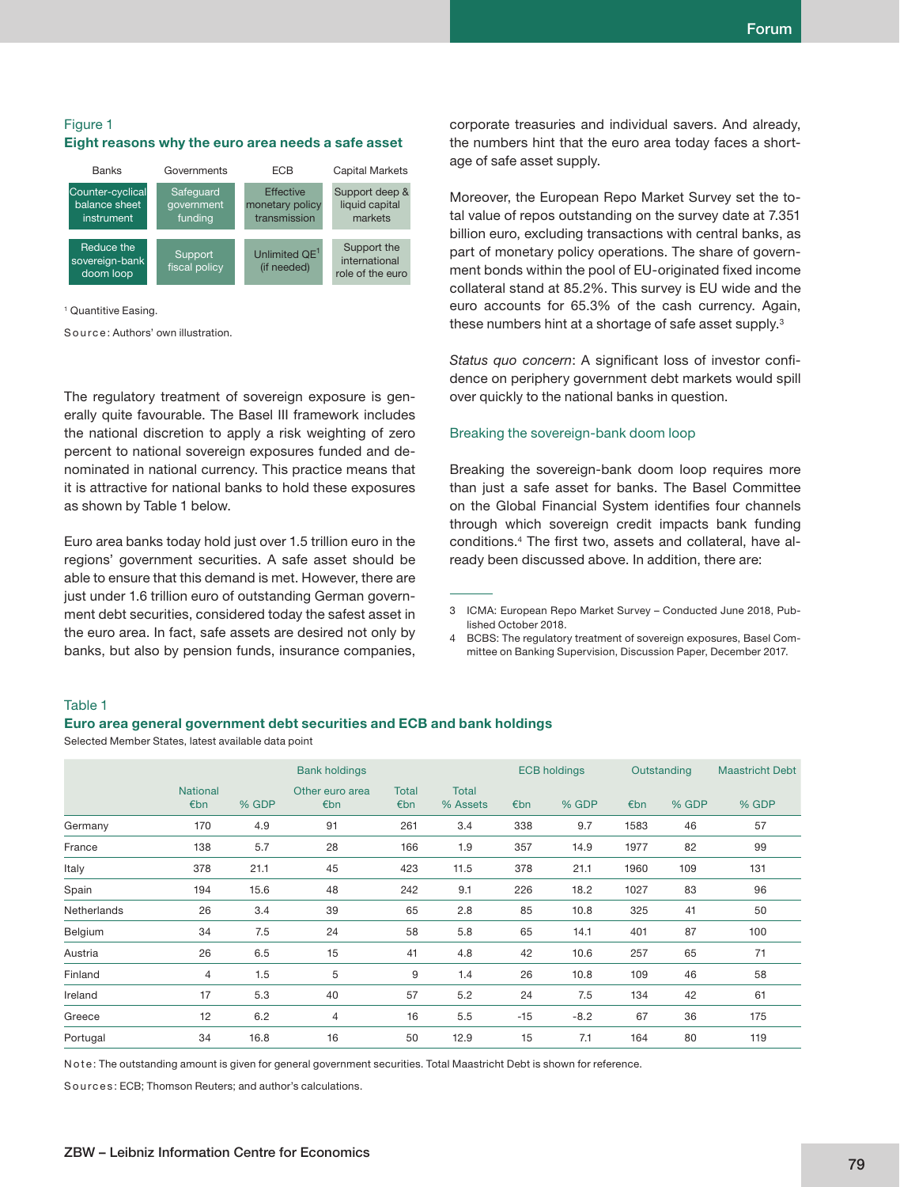Figure 1

**Eight reasons why the euro area needs a safe asset**

| Banks | Governments | ECB | Capital Markets |
|---|---|---|---|
| Counter-cyclical balance sheet instrument | Safeguard government funding | Effective monetary policy transmission | Support deep & liquid capital markets |
| Reduce the sovereign-bank doom loop | Support fiscal policy | Unlimited QE[1] (if needed) | Support the international role of the euro |

[1] Quantitive Easing.

Source: Authors' own illustration.

The regulatory treatment of sovereign exposure is generally quite favourable. The Basel III framework includes the national discretion to apply a risk weighting of zero percent to national sovereign exposures funded and denominated in national currency. This practice means that it is attractive for national banks to hold these exposures as shown by Table 1 below.

Euro area banks today hold just over 1.5 trillion euro in the regions' government securities. A safe asset should be able to ensure that this demand is met. However, there are just under 1.6 trillion euro of outstanding German government debt securities, considered today the safest asset in the euro area. In fact, safe assets are desired not only by banks, but also by pension funds, insurance companies, corporate treasuries and individual savers. And already, the numbers hint that the euro area today faces a shortage of safe asset supply.

Moreover, the European Repo Market Survey set the total value of repos outstanding on the survey date at 7.351 billion euro, excluding transactions with central banks, as part of monetary policy operations. The share of government bonds within the pool of EU-originated fixed income collateral stand at 85.2%. This survey is EU wide and the euro accounts for 65.3% of the cash currency. Again, these numbers hint at a shortage of safe asset supply.[3]

*Status quo concern*: A significant loss of investor confidence on periphery government debt markets would spill over quickly to the national banks in question.

## Breaking the sovereign-bank doom loop

Breaking the sovereign-bank doom loop requires more than just a safe asset for banks. The Basel Committee on the Global Financial System identifies four channels through which sovereign credit impacts bank funding conditions.[4] The first two, assets and collateral, have already been discussed above. In addition, there are:

3 ICMA: European Repo Market Survey – Conducted June 2018, Published October 2018.

4 BCBS: The regulatory treatment of sovereign exposures, Basel Committee on Banking Supervision, Discussion Paper, December 2017.

Table 1

**Euro area general government debt securities and ECB and bank holdings**

Selected Member States, latest available data point

| | Bank holdings | | | | | ECB holdings | | Outstanding | | Maastricht Debt |
|---|---|---|---|---|---|---|---|---|---|---|
| | National €bn | % GDP | Other euro area €bn | Total €bn | Total % Assets | €bn | % GDP | €bn | % GDP | % GDP |
| Germany | 170 | 4.9 | 91 | 261 | 3.4 | 338 | 9.7 | 1583 | 46 | 57 |
| France | 138 | 5.7 | 28 | 166 | 1.9 | 357 | 14.9 | 1977 | 82 | 99 |
| Italy | 378 | 21.1 | 45 | 423 | 11.5 | 378 | 21.1 | 1960 | 109 | 131 |
| Spain | 194 | 15.6 | 48 | 242 | 9.1 | 226 | 18.2 | 1027 | 83 | 96 |
| Netherlands | 26 | 3.4 | 39 | 65 | 2.8 | 85 | 10.8 | 325 | 41 | 50 |
| Belgium | 34 | 7.5 | 24 | 58 | 5.8 | 65 | 14.1 | 401 | 87 | 100 |
| Austria | 26 | 6.5 | 15 | 41 | 4.8 | 42 | 10.6 | 257 | 65 | 71 |
| Finland | 4 | 1.5 | 5 | 9 | 1.4 | 26 | 10.8 | 109 | 46 | 58 |
| Ireland | 17 | 5.3 | 40 | 57 | 5.2 | 24 | 7.5 | 134 | 42 | 61 |
| Greece | 12 | 6.2 | 4 | 16 | 5.5 | -15 | -8.2 | 67 | 36 | 175 |
| Portugal | 34 | 16.8 | 16 | 50 | 12.9 | 15 | 7.1 | 164 | 80 | 119 |

Note: The outstanding amount is given for general government securities. Total Maastricht Debt is shown for reference.

Sources: ECB; Thomson Reuters; and author's calculations.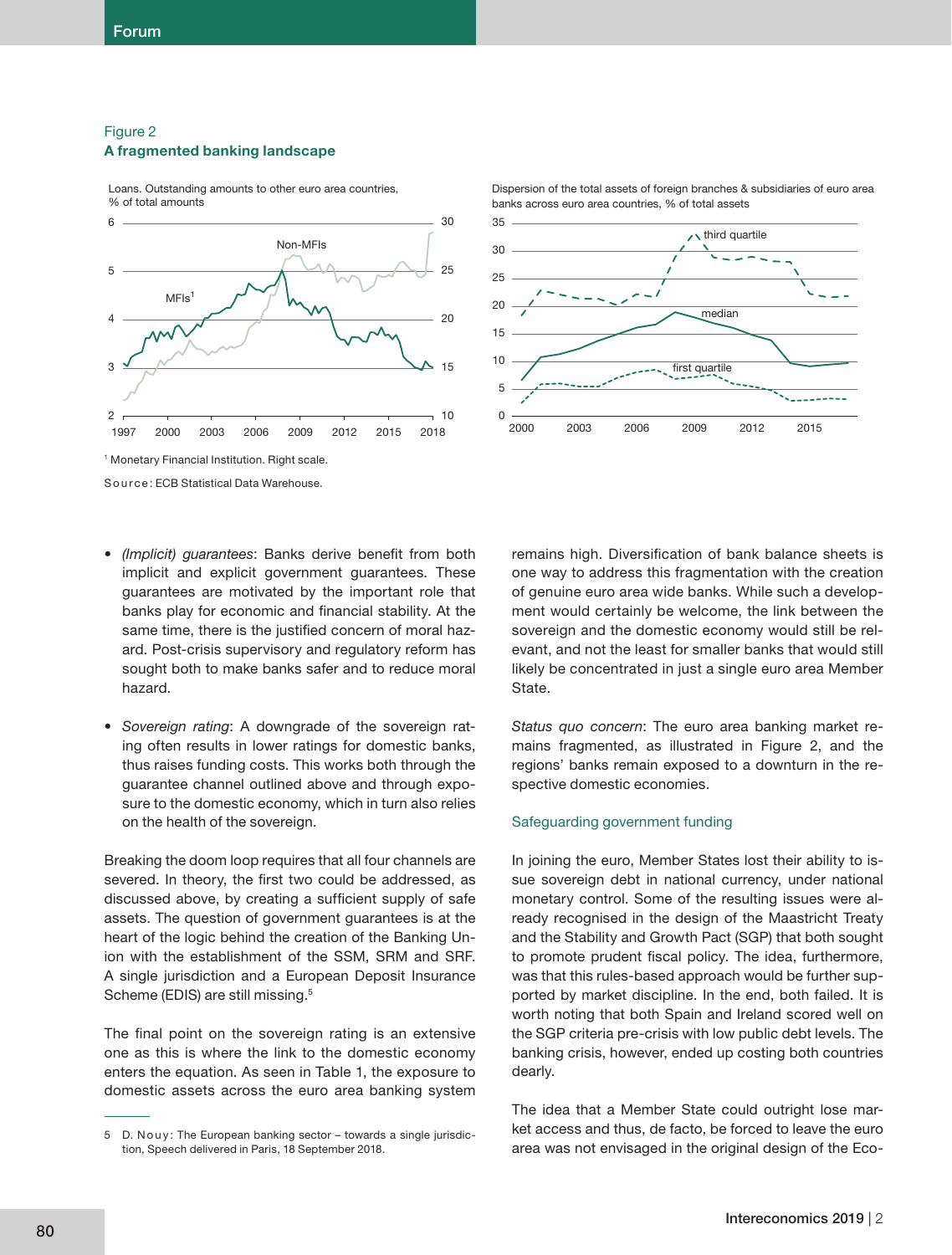Figure 2
**A fragmented banking landscape**

Loans. Outstanding amounts to other euro area countries, % of total amounts

Dispersion of the total assets of foreign branches & subsidiaries of euro area banks across euro area countries, % of total assets

[1] Monetary Financial Institution. Right scale.

Source: ECB Statistical Data Warehouse.

- *(Implicit) guarantees*: Banks derive benefit from both implicit and explicit government guarantees. These guarantees are motivated by the important role that banks play for economic and financial stability. At the same time, there is the justified concern of moral hazard. Post-crisis supervisory and regulatory reform has sought both to make banks safer and to reduce moral hazard.

- *Sovereign rating*: A downgrade of the sovereign rating often results in lower ratings for domestic banks, thus raises funding costs. This works both through the guarantee channel outlined above and through exposure to the domestic economy, which in turn also relies on the health of the sovereign.

Breaking the doom loop requires that all four channels are severed. In theory, the first two could be addressed, as discussed above, by creating a sufficient supply of safe assets. The question of government guarantees is at the heart of the logic behind the creation of the Banking Union with the establishment of the SSM, SRM and SRF. A single jurisdiction and a European Deposit Insurance Scheme (EDIS) are still missing.[5]

The final point on the sovereign rating is an extensive one as this is where the link to the domestic economy enters the equation. As seen in Table 1, the exposure to domestic assets across the euro area banking system remains high. Diversification of bank balance sheets is one way to address this fragmentation with the creation of genuine euro area wide banks. While such a development would certainly be welcome, the link between the sovereign and the domestic economy would still be relevant, and not the least for smaller banks that would still likely be concentrated in just a single euro area Member State.

*Status quo concern*: The euro area banking market remains fragmented, as illustrated in Figure 2, and the regions' banks remain exposed to a downturn in the respective domestic economies.

### Safeguarding government funding

In joining the euro, Member States lost their ability to issue sovereign debt in national currency, under national monetary control. Some of the resulting issues were already recognised in the design of the Maastricht Treaty and the Stability and Growth Pact (SGP) that both sought to promote prudent fiscal policy. The idea, furthermore, was that this rules-based approach would be further supported by market discipline. In the end, both failed. It is worth noting that both Spain and Ireland scored well on the SGP criteria pre-crisis with low public debt levels. The banking crisis, however, ended up costing both countries dearly.

The idea that a Member State could outright lose market access and thus, de facto, be forced to leave the euro area was not envisaged in the original design of the Eco-

---

5 D. Nouy: The European banking sector – towards a single jurisdiction, Speech delivered in Paris, 18 September 2018.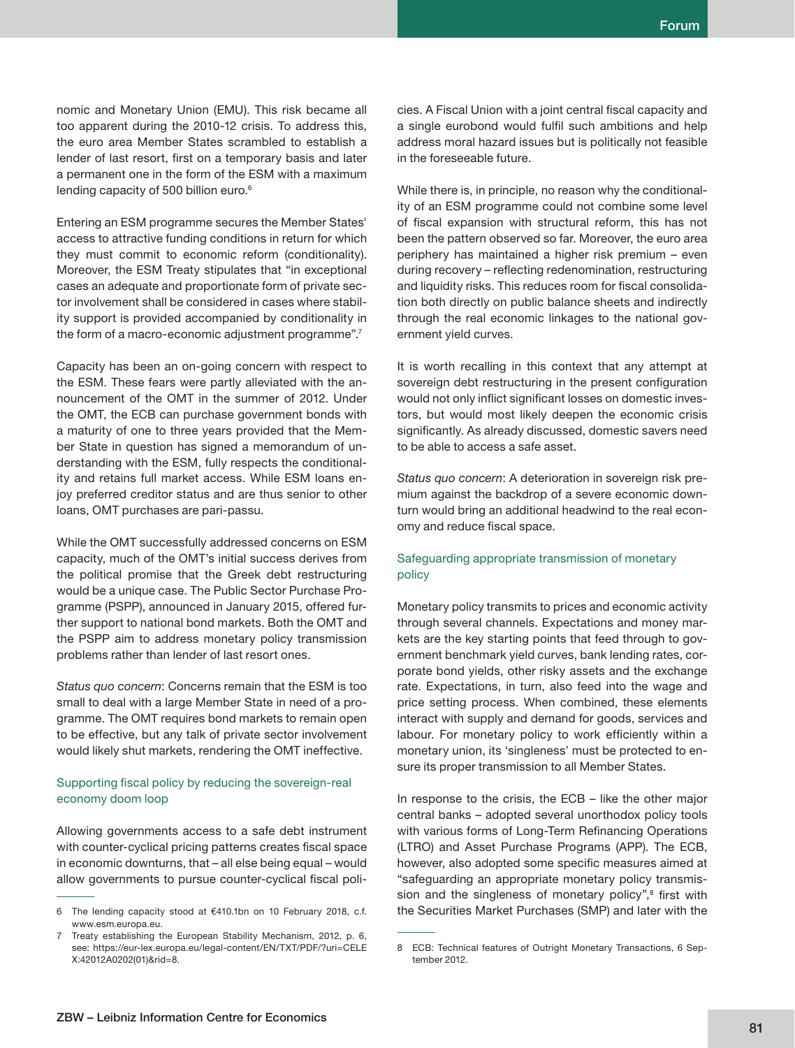nomic and Monetary Union (EMU). This risk became all too apparent during the 2010-12 crisis. To address this, the euro area Member States scrambled to establish a lender of last resort, first on a temporary basis and later a permanent one in the form of the ESM with a maximum lending capacity of 500 billion euro.[6]

Entering an ESM programme secures the Member States' access to attractive funding conditions in return for which they must commit to economic reform (conditionality). Moreover, the ESM Treaty stipulates that "in exceptional cases an adequate and proportionate form of private sector involvement shall be considered in cases where stability support is provided accompanied by conditionality in the form of a macro-economic adjustment programme".[7]

Capacity has been an on-going concern with respect to the ESM. These fears were partly alleviated with the announcement of the OMT in the summer of 2012. Under the OMT, the ECB can purchase government bonds with a maturity of one to three years provided that the Member State in question has signed a memorandum of understanding with the ESM, fully respects the conditionality and retains full market access. While ESM loans enjoy preferred creditor status and are thus senior to other loans, OMT purchases are pari-passu.

While the OMT successfully addressed concerns on ESM capacity, much of the OMT's initial success derives from the political promise that the Greek debt restructuring would be a unique case. The Public Sector Purchase Programme (PSPP), announced in January 2015, offered further support to national bond markets. Both the OMT and the PSPP aim to address monetary policy transmission problems rather than lender of last resort ones.

*Status quo concern*: Concerns remain that the ESM is too small to deal with a large Member State in need of a programme. The OMT requires bond markets to remain open to be effective, but any talk of private sector involvement would likely shut markets, rendering the OMT ineffective.

### Supporting fiscal policy by reducing the sovereign-real economy doom loop

Allowing governments access to a safe debt instrument with counter-cyclical pricing patterns creates fiscal space in economic downturns, that – all else being equal – would allow governments to pursue counter-cyclical fiscal policies. A Fiscal Union with a joint central fiscal capacity and a single eurobond would fulfil such ambitions and help address moral hazard issues but is politically not feasible in the foreseeable future.

While there is, in principle, no reason why the conditionality of an ESM programme could not combine some level of fiscal expansion with structural reform, this has not been the pattern observed so far. Moreover, the euro area periphery has maintained a higher risk premium – even during recovery – reflecting redenomination, restructuring and liquidity risks. This reduces room for fiscal consolidation both directly on public balance sheets and indirectly through the real economic linkages to the national government yield curves.

It is worth recalling in this context that any attempt at sovereign debt restructuring in the present configuration would not only inflict significant losses on domestic investors, but would most likely deepen the economic crisis significantly. As already discussed, domestic savers need to be able to access a safe asset.

*Status quo concern*: A deterioration in sovereign risk premium against the backdrop of a severe economic downturn would bring an additional headwind to the real economy and reduce fiscal space.

### Safeguarding appropriate transmission of monetary policy

Monetary policy transmits to prices and economic activity through several channels. Expectations and money markets are the key starting points that feed through to government benchmark yield curves, bank lending rates, corporate bond yields, other risky assets and the exchange rate. Expectations, in turn, also feed into the wage and price setting process. When combined, these elements interact with supply and demand for goods, services and labour. For monetary policy to work efficiently within a monetary union, its 'singleness' must be protected to ensure its proper transmission to all Member States.

In response to the crisis, the ECB – like the other major central banks – adopted several unorthodox policy tools with various forms of Long-Term Refinancing Operations (LTRO) and Asset Purchase Programs (APP). The ECB, however, also adopted some specific measures aimed at "safeguarding an appropriate monetary policy transmission and the singleness of monetary policy",[8] first with the Securities Market Purchases (SMP) and later with the

---

6 The lending capacity stood at €410.1bn on 10 February 2018, c.f. www.esm.europa.eu.

7 Treaty establishing the European Stability Mechanism, 2012, p. 6, see: https://eur-lex.europa.eu/legal-content/EN/TXT/PDF/?uri=CELEX:42012A0202(01)&rid=8.

8 ECB: Technical features of Outright Monetary Transactions, 6 September 2012.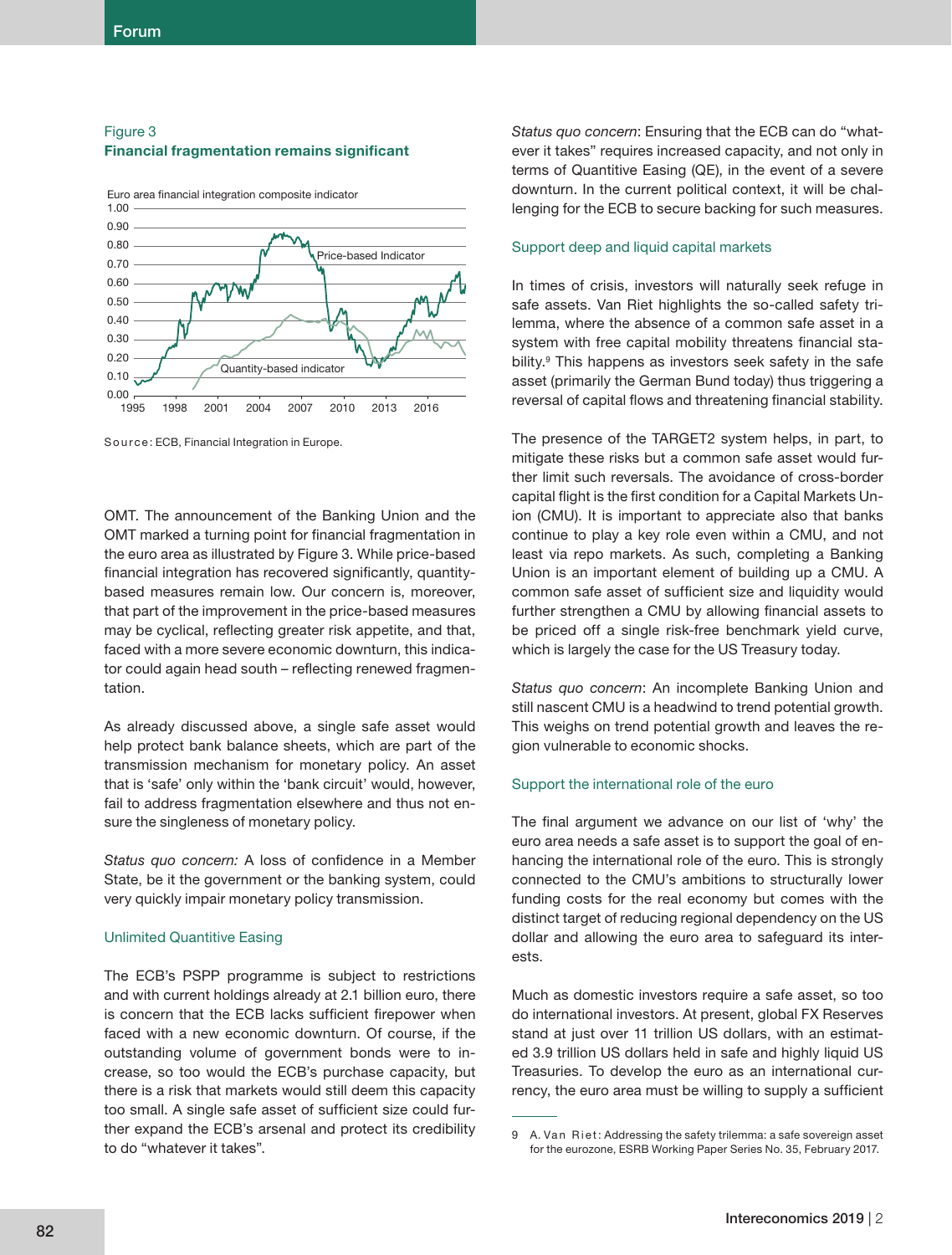Figure 3
**Financial fragmentation remains significant**

Euro area financial integration composite indicator

1.00
0.90
0.80
0.70
0.60
0.50
0.40
0.30
0.20
0.10
0.00

1995 1998 2001 2004 2007 2010 2013 2016

Price-based Indicator

Quantity-based indicator

Source: ECB, Financial Integration in Europe.

OMT. The announcement of the Banking Union and the OMT marked a turning point for financial fragmentation in the euro area as illustrated by Figure 3. While price-based financial integration has recovered significantly, quantity-based measures remain low. Our concern is, moreover, that part of the improvement in the price-based measures may be cyclical, reflecting greater risk appetite, and that, faced with a more severe economic downturn, this indicator could again head south – reflecting renewed fragmentation.

As already discussed above, a single safe asset would help protect bank balance sheets, which are part of the transmission mechanism for monetary policy. An asset that is 'safe' only within the 'bank circuit' would, however, fail to address fragmentation elsewhere and thus not ensure the singleness of monetary policy.

*Status quo concern:* A loss of confidence in a Member State, be it the government or the banking system, could very quickly impair monetary policy transmission.

### Unlimited Quantitive Easing

The ECB's PSPP programme is subject to restrictions and with current holdings already at 2.1 billion euro, there is concern that the ECB lacks sufficient firepower when faced with a new economic downturn. Of course, if the outstanding volume of government bonds were to increase, so too would the ECB's purchase capacity, but there is a risk that markets would still deem this capacity too small. A single safe asset of sufficient size could further expand the ECB's arsenal and protect its credibility to do "whatever it takes".

*Status quo concern*: Ensuring that the ECB can do "whatever it takes" requires increased capacity, and not only in terms of Quantitive Easing (QE), in the event of a severe downturn. In the current political context, it will be challenging for the ECB to secure backing for such measures.

### Support deep and liquid capital markets

In times of crisis, investors will naturally seek refuge in safe assets. Van Riet highlights the so-called safety trilemma, where the absence of a common safe asset in a system with free capital mobility threatens financial stability.[9] This happens as investors seek safety in the safe asset (primarily the German Bund today) thus triggering a reversal of capital flows and threatening financial stability.

The presence of the TARGET2 system helps, in part, to mitigate these risks but a common safe asset would further limit such reversals. The avoidance of cross-border capital flight is the first condition for a Capital Markets Union (CMU). It is important to appreciate also that banks continue to play a key role even within a CMU, and not least via repo markets. As such, completing a Banking Union is an important element of building up a CMU. A common safe asset of sufficient size and liquidity would further strengthen a CMU by allowing financial assets to be priced off a single risk-free benchmark yield curve, which is largely the case for the US Treasury today.

*Status quo concern*: An incomplete Banking Union and still nascent CMU is a headwind to trend potential growth. This weighs on trend potential growth and leaves the region vulnerable to economic shocks.

### Support the international role of the euro

The final argument we advance on our list of 'why' the euro area needs a safe asset is to support the goal of enhancing the international role of the euro. This is strongly connected to the CMU's ambitions to structurally lower funding costs for the real economy but comes with the distinct target of reducing regional dependency on the US dollar and allowing the euro area to safeguard its interests.

Much as domestic investors require a safe asset, so too do international investors. At present, global FX Reserves stand at just over 11 trillion US dollars, with an estimated 3.9 trillion US dollars held in safe and highly liquid US Treasuries. To develop the euro as an international currency, the euro area must be willing to supply a sufficient

9 A. Van Riet: Addressing the safety trilemma: a safe sovereign asset for the eurozone, ESRB Working Paper Series No. 35, February 2017.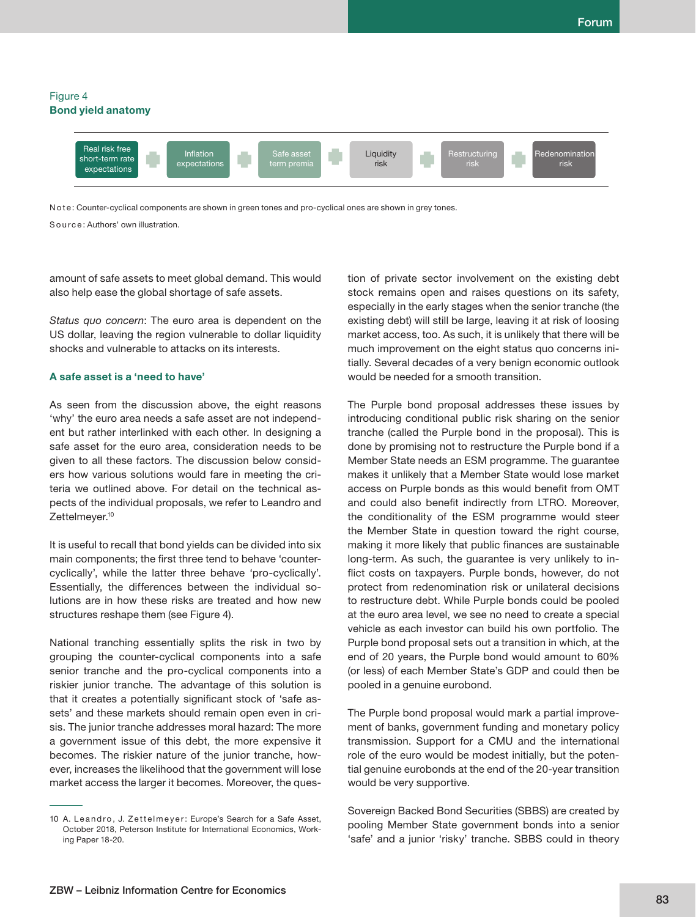Figure 4
**Bond yield anatomy**

Real risk free short-term rate expectations + Inflation expectations + Safe asset term premia + Liquidity risk + Restructuring risk + Redenomination risk

Note: Counter-cyclical components are shown in green tones and pro-cyclical ones are shown in grey tones.

Source: Authors' own illustration.

amount of safe assets to meet global demand. This would also help ease the global shortage of safe assets.

*Status quo concern*: The euro area is dependent on the US dollar, leaving the region vulnerable to dollar liquidity shocks and vulnerable to attacks on its interests.

### A safe asset is a 'need to have'

As seen from the discussion above, the eight reasons 'why' the euro area needs a safe asset are not independent but rather interlinked with each other. In designing a safe asset for the euro area, consideration needs to be given to all these factors. The discussion below considers how various solutions would fare in meeting the criteria we outlined above. For detail on the technical aspects of the individual proposals, we refer to Leandro and Zettelmeyer.[10]

It is useful to recall that bond yields can be divided into six main components; the first three tend to behave 'counter-cyclically', while the latter three behave 'pro-cyclically'. Essentially, the differences between the individual solutions are in how these risks are treated and how new structures reshape them (see Figure 4).

National tranching essentially splits the risk in two by grouping the counter-cyclical components into a safe senior tranche and the pro-cyclical components into a riskier junior tranche. The advantage of this solution is that it creates a potentially significant stock of 'safe assets' and these markets should remain open even in crisis. The junior tranche addresses moral hazard: The more a government issue of this debt, the more expensive it becomes. The riskier nature of the junior tranche, however, increases the likelihood that the government will lose market access the larger it becomes. Moreover, the question of private sector involvement on the existing debt stock remains open and raises questions on its safety, especially in the early stages when the senior tranche (the existing debt) will still be large, leaving it at risk of loosing market access, too. As such, it is unlikely that there will be much improvement on the eight status quo concerns initially. Several decades of a very benign economic outlook would be needed for a smooth transition.

The Purple bond proposal addresses these issues by introducing conditional public risk sharing on the senior tranche (called the Purple bond in the proposal). This is done by promising not to restructure the Purple bond if a Member State needs an ESM programme. The guarantee makes it unlikely that a Member State would lose market access on Purple bonds as this would benefit from OMT and could also benefit indirectly from LTRO. Moreover, the conditionality of the ESM programme would steer the Member State in question toward the right course, making it more likely that public finances are sustainable long-term. As such, the guarantee is very unlikely to inflict costs on taxpayers. Purple bonds, however, do not protect from redenomination risk or unilateral decisions to restructure debt. While Purple bonds could be pooled at the euro area level, we see no need to create a special vehicle as each investor can build his own portfolio. The Purple bond proposal sets out a transition in which, at the end of 20 years, the Purple bond would amount to 60% (or less) of each Member State's GDP and could then be pooled in a genuine eurobond.

The Purple bond proposal would mark a partial improvement of banks, government funding and monetary policy transmission. Support for a CMU and the international role of the euro would be modest initially, but the potential genuine eurobonds at the end of the 20-year transition would be very supportive.

Sovereign Backed Bond Securities (SBBS) are created by pooling Member State government bonds into a senior 'safe' and a junior 'risky' tranche. SBBS could in theory

---

10 A. Leandro, J. Zettelmeyer: Europe's Search for a Safe Asset, October 2018, Peterson Institute for International Economics, Working Paper 18-20.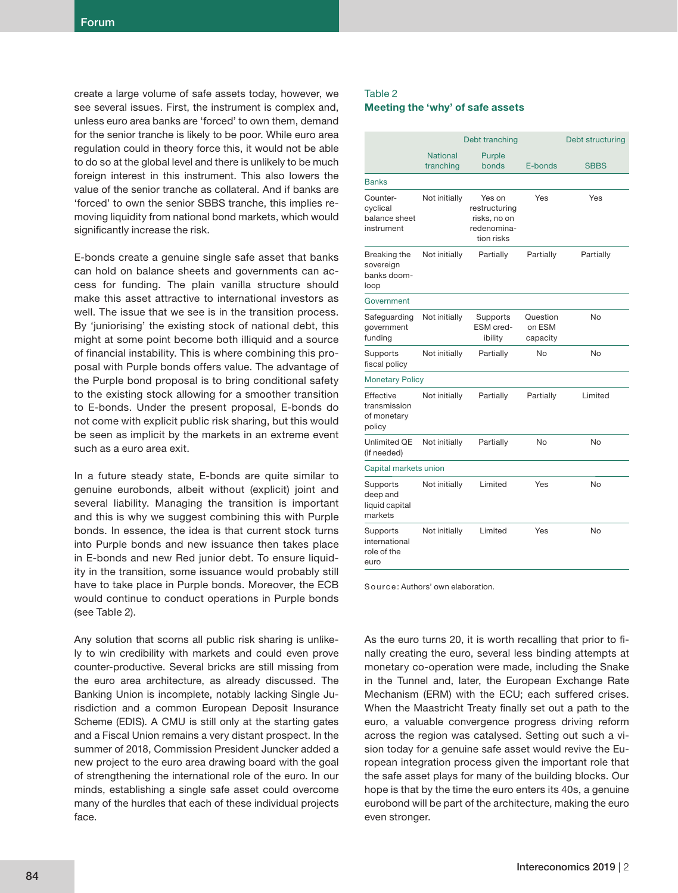create a large volume of safe assets today, however, we see several issues. First, the instrument is complex and, unless euro area banks are 'forced' to own them, demand for the senior tranche is likely to be poor. While euro area regulation could in theory force this, it would not be able to do so at the global level and there is unlikely to be much foreign interest in this instrument. This also lowers the value of the senior tranche as collateral. And if banks are 'forced' to own the senior SBBS tranche, this implies removing liquidity from national bond markets, which would significantly increase the risk.

E-bonds create a genuine single safe asset that banks can hold on balance sheets and governments can access for funding. The plain vanilla structure should make this asset attractive to international investors as well. The issue that we see is in the transition process. By 'juniorising' the existing stock of national debt, this might at some point become both illiquid and a source of financial instability. This is where combining this proposal with Purple bonds offers value. The advantage of the Purple bond proposal is to bring conditional safety to the existing stock allowing for a smoother transition to E-bonds. Under the present proposal, E-bonds do not come with explicit public risk sharing, but this would be seen as implicit by the markets in an extreme event such as a euro area exit.

In a future steady state, E-bonds are quite similar to genuine eurobonds, albeit without (explicit) joint and several liability. Managing the transition is important and this is why we suggest combining this with Purple bonds. In essence, the idea is that current stock turns into Purple bonds and new issuance then takes place in E-bonds and new Red junior debt. To ensure liquidity in the transition, some issuance would probably still have to take place in Purple bonds. Moreover, the ECB would continue to conduct operations in Purple bonds (see Table 2).

Any solution that scorns all public risk sharing is unlikely to win credibility with markets and could even prove counter-productive. Several bricks are still missing from the euro area architecture, as already discussed. The Banking Union is incomplete, notably lacking Single Jurisdiction and a common European Deposit Insurance Scheme (EDIS). A CMU is still only at the starting gates and a Fiscal Union remains a very distant prospect. In the summer of 2018, Commission President Juncker added a new project to the euro area drawing board with the goal of strengthening the international role of the euro. In our minds, establishing a single safe asset could overcome many of the hurdles that each of these individual projects face.

Table 2
**Meeting the 'why' of safe assets**

| | Debt tranching | | | Debt structuring |
|---|---|---|---|---|
| | National tranching | Purple bonds | E-bonds | SBBS |
| **Banks** | | | | |
| Counter-cyclical balance sheet instrument | Not initially | Yes on restructuring risks, no on redenomination risks | Yes | Yes |
| Breaking the sovereign banks doom-loop | Not initially | Partially | Partially | Partially |
| **Government** | | | | |
| Safeguarding government funding | Not initially | Supports ESM credibility | Question on ESM capacity | No |
| Supports fiscal policy | Not initially | Partially | No | No |
| **Monetary Policy** | | | | |
| Effective transmission of monetary policy | Not initially | Partially | Partially | Limited |
| Unlimited QE (if needed) | Not initially | Partially | No | No |
| **Capital markets union** | | | | |
| Supports deep and liquid capital markets | Not initially | Limited | Yes | No |
| Supports international role of the euro | Not initially | Limited | Yes | No |

Source: Authors' own elaboration.

As the euro turns 20, it is worth recalling that prior to finally creating the euro, several less binding attempts at monetary co-operation were made, including the Snake in the Tunnel and, later, the European Exchange Rate Mechanism (ERM) with the ECU; each suffered crises. When the Maastricht Treaty finally set out a path to the euro, a valuable convergence progress driving reform across the region was catalysed. Setting out such a vision today for a genuine safe asset would revive the European integration process given the important role that the safe asset plays for many of the building blocks. Our hope is that by the time the euro enters its 40s, a genuine eurobond will be part of the architecture, making the euro even stronger.